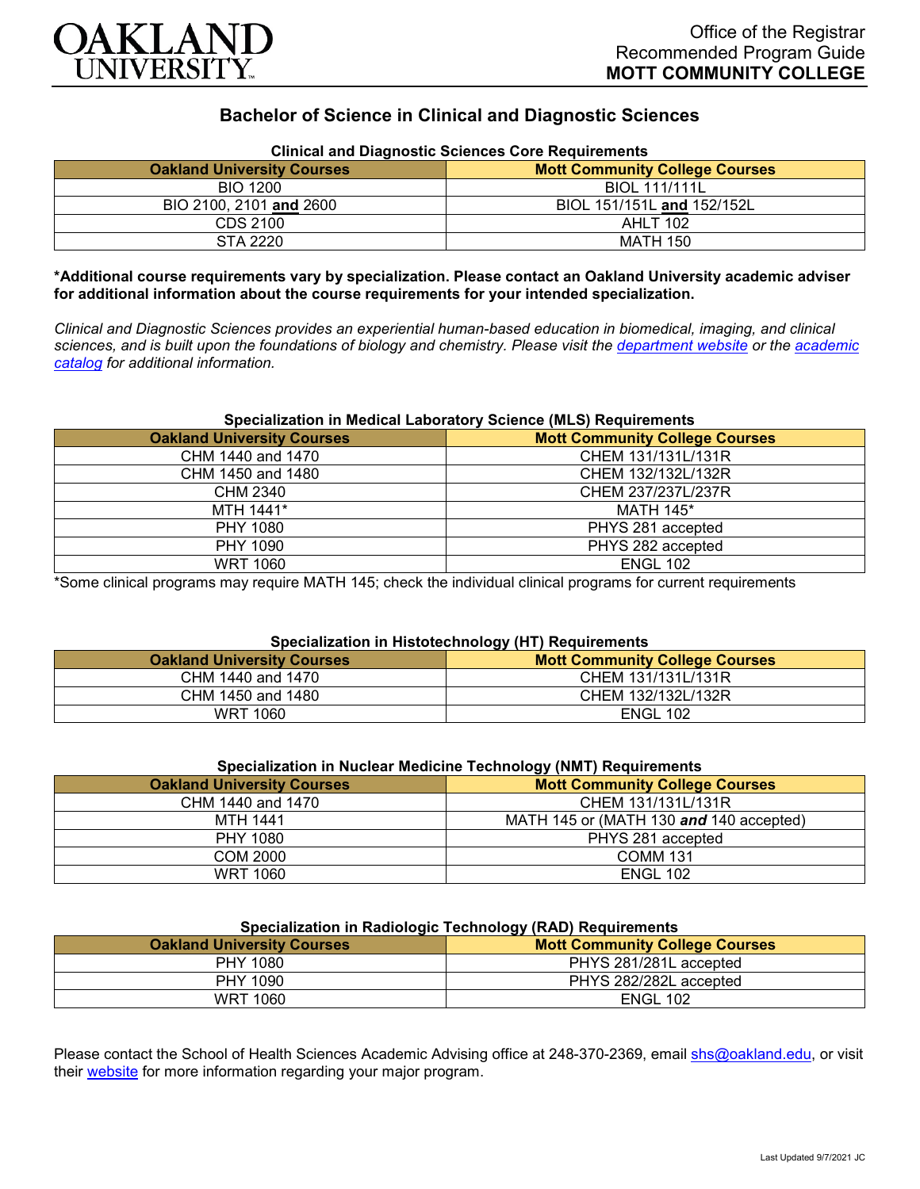Office of the Registrar
Recommended Program Guide
**MOTT COMMUNITY COLLEGE**

# Bachelor of Science in Clinical and Diagnostic Sciences

### Clinical and Diagnostic Sciences Core Requirements

| Oakland University Courses | Mott Community College Courses |
|---|---|
| BIO 1200 | BIOL 111/111L |
| BIO 2100, 2101 **and** 2600 | BIOL 151/151L **and** 152/152L |
| CDS 2100 | AHLT 102 |
| STA 2220 | MATH 150 |

**\*Additional course requirements vary by specialization. Please contact an Oakland University academic adviser for additional information about the course requirements for your intended specialization.**

*Clinical and Diagnostic Sciences provides an experiential human-based education in biomedical, imaging, and clinical sciences, and is built upon the foundations of biology and chemistry. Please visit the [department website]() or the [academic catalog]() for additional information.*

### Specialization in Medical Laboratory Science (MLS) Requirements

| Oakland University Courses | Mott Community College Courses |
|---|---|
| CHM 1440 and 1470 | CHEM 131/131L/131R |
| CHM 1450 and 1480 | CHEM 132/132L/132R |
| CHM 2340 | CHEM 237/237L/237R |
| MTH 1441* | MATH 145* |
| PHY 1080 | PHYS 281 accepted |
| PHY 1090 | PHYS 282 accepted |
| WRT 1060 | ENGL 102 |

*Some clinical programs may require MATH 145; check the individual clinical programs for current requirements

### Specialization in Histotechnology (HT) Requirements

| Oakland University Courses | Mott Community College Courses |
|---|---|
| CHM 1440 and 1470 | CHEM 131/131L/131R |
| CHM 1450 and 1480 | CHEM 132/132L/132R |
| WRT 1060 | ENGL 102 |

### Specialization in Nuclear Medicine Technology (NMT) Requirements

| Oakland University Courses | Mott Community College Courses |
|---|---|
| CHM 1440 and 1470 | CHEM 131/131L/131R |
| MTH 1441 | MATH 145 or (MATH 130 ***and*** 140 accepted) |
| PHY 1080 | PHYS 281 accepted |
| COM 2000 | COMM 131 |
| WRT 1060 | ENGL 102 |

### Specialization in Radiologic Technology (RAD) Requirements

| Oakland University Courses | Mott Community College Courses |
|---|---|
| PHY 1080 | PHYS 281/281L accepted |
| PHY 1090 | PHYS 282/282L accepted |
| WRT 1060 | ENGL 102 |

Please contact the School of Health Sciences Academic Advising office at 248-370-2369, email [shs@oakland.edu](mailto:shs@oakland.edu), or visit their [website]() for more information regarding your major program.

Last Updated 9/7/2021 JC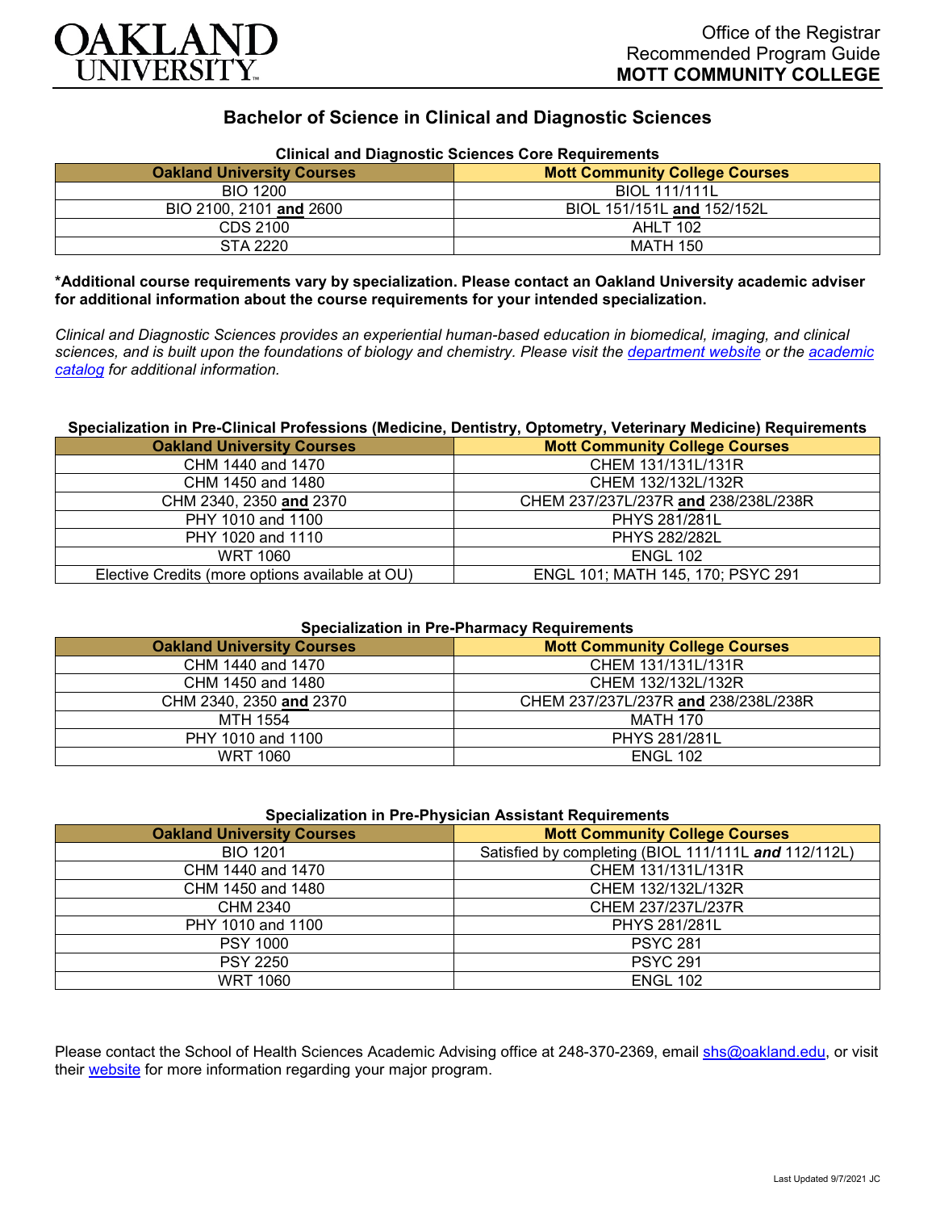OAKLAND UNIVERSITY

Office of the Registrar
Recommended Program Guide
**MOTT COMMUNITY COLLEGE**

# Bachelor of Science in Clinical and Diagnostic Sciences

### Clinical and Diagnostic Sciences Core Requirements

| Oakland University Courses | Mott Community College Courses |
|---|---|
| BIO 1200 | BIOL 111/111L |
| BIO 2100, 2101 **and** 2600 | BIOL 151/151L **and** 152/152L |
| CDS 2100 | AHLT 102 |
| STA 2220 | MATH 150 |

**\*Additional course requirements vary by specialization. Please contact an Oakland University academic adviser for additional information about the course requirements for your intended specialization.**

*Clinical and Diagnostic Sciences provides an experiential human-based education in biomedical, imaging, and clinical sciences, and is built upon the foundations of biology and chemistry. Please visit the [department website]() or the [academic catalog]() for additional information.*

### Specialization in Pre-Clinical Professions (Medicine, Dentistry, Optometry, Veterinary Medicine) Requirements

| Oakland University Courses | Mott Community College Courses |
|---|---|
| CHM 1440 and 1470 | CHEM 131/131L/131R |
| CHM 1450 and 1480 | CHEM 132/132L/132R |
| CHM 2340, 2350 **and** 2370 | CHEM 237/237L/237R **and** 238/238L/238R |
| PHY 1010 and 1100 | PHYS 281/281L |
| PHY 1020 and 1110 | PHYS 282/282L |
| WRT 1060 | ENGL 102 |
| Elective Credits (more options available at OU) | ENGL 101; MATH 145, 170; PSYC 291 |

### Specialization in Pre-Pharmacy Requirements

| Oakland University Courses | Mott Community College Courses |
|---|---|
| CHM 1440 and 1470 | CHEM 131/131L/131R |
| CHM 1450 and 1480 | CHEM 132/132L/132R |
| CHM 2340, 2350 **and** 2370 | CHEM 237/237L/237R **and** 238/238L/238R |
| MTH 1554 | MATH 170 |
| PHY 1010 and 1100 | PHYS 281/281L |
| WRT 1060 | ENGL 102 |

### Specialization in Pre-Physician Assistant Requirements

| Oakland University Courses | Mott Community College Courses |
|---|---|
| BIO 1201 | Satisfied by completing (BIOL 111/111L ***and*** 112/112L) |
| CHM 1440 and 1470 | CHEM 131/131L/131R |
| CHM 1450 and 1480 | CHEM 132/132L/132R |
| CHM 2340 | CHEM 237/237L/237R |
| PHY 1010 and 1100 | PHYS 281/281L |
| PSY 1000 | PSYC 281 |
| PSY 2250 | PSYC 291 |
| WRT 1060 | ENGL 102 |

Please contact the School of Health Sciences Academic Advising office at 248-370-2369, email [shs@oakland.edu](mailto:shs@oakland.edu), or visit their [website]() for more information regarding your major program.

Last Updated 9/7/2021 JC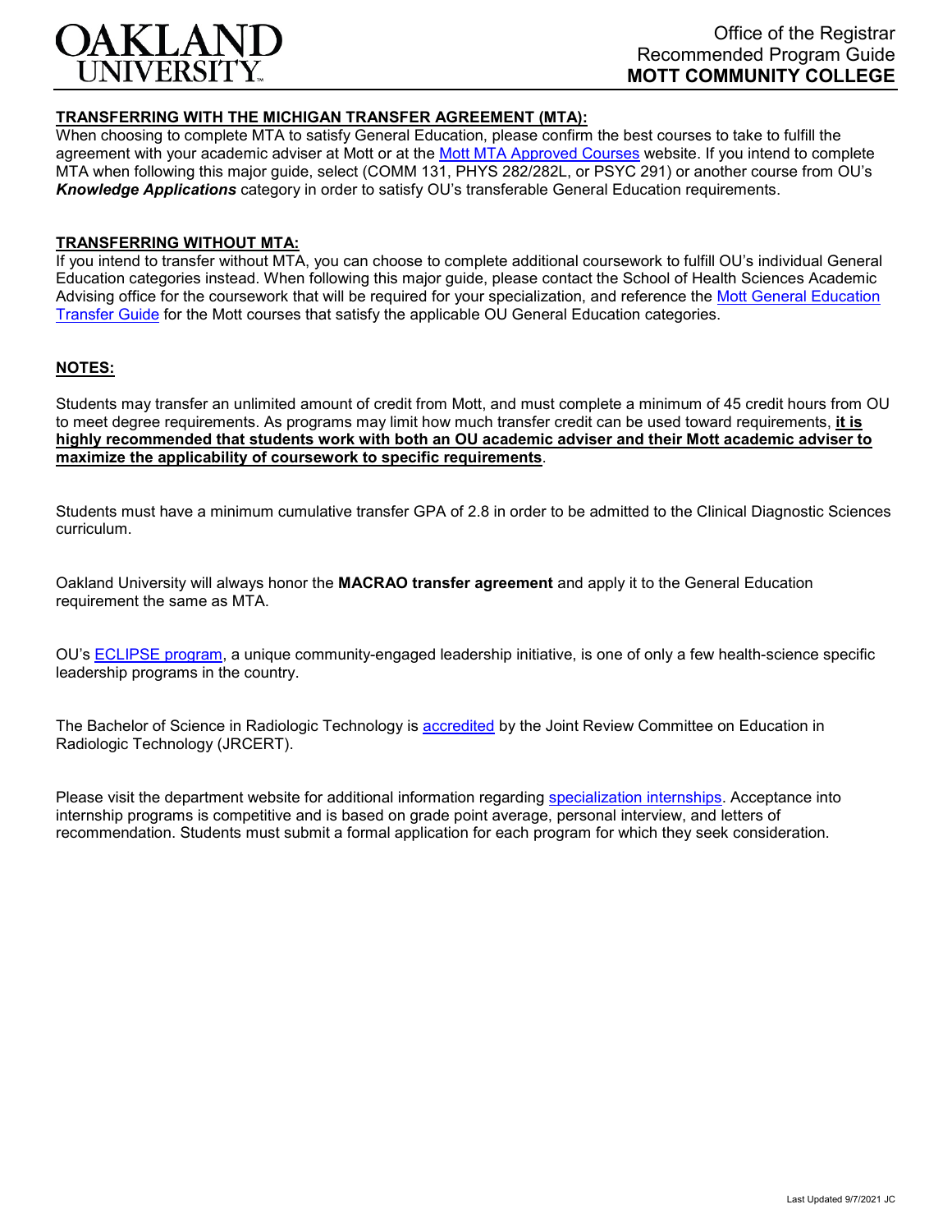## TRANSFERRING WITH THE MICHIGAN TRANSFER AGREEMENT (MTA):

When choosing to complete MTA to satisfy General Education, please confirm the best courses to take to fulfill the agreement with your academic adviser at Mott or at the Mott MTA Approved Courses website. If you intend to complete MTA when following this major guide, select (COMM 131, PHYS 282/282L, or PSYC 291) or another course from OU's ***Knowledge Applications*** category in order to satisfy OU's transferable General Education requirements.

## TRANSFERRING WITHOUT MTA:

If you intend to transfer without MTA, you can choose to complete additional coursework to fulfill OU's individual General Education categories instead. When following this major guide, please contact the School of Health Sciences Academic Advising office for the coursework that will be required for your specialization, and reference the Mott General Education Transfer Guide for the Mott courses that satisfy the applicable OU General Education categories.

## NOTES:

Students may transfer an unlimited amount of credit from Mott, and must complete a minimum of 45 credit hours from OU to meet degree requirements. As programs may limit how much transfer credit can be used toward requirements, **it is highly recommended that students work with both an OU academic adviser and their Mott academic adviser to maximize the applicability of coursework to specific requirements**.

Students must have a minimum cumulative transfer GPA of 2.8 in order to be admitted to the Clinical Diagnostic Sciences curriculum.

Oakland University will always honor the **MACRAO transfer agreement** and apply it to the General Education requirement the same as MTA.

OU's ECLIPSE program, a unique community-engaged leadership initiative, is one of only a few health-science specific leadership programs in the country.

The Bachelor of Science in Radiologic Technology is accredited by the Joint Review Committee on Education in Radiologic Technology (JRCERT).

Please visit the department website for additional information regarding specialization internships. Acceptance into internship programs is competitive and is based on grade point average, personal interview, and letters of recommendation. Students must submit a formal application for each program for which they seek consideration.

Last Updated 9/7/2021 JC